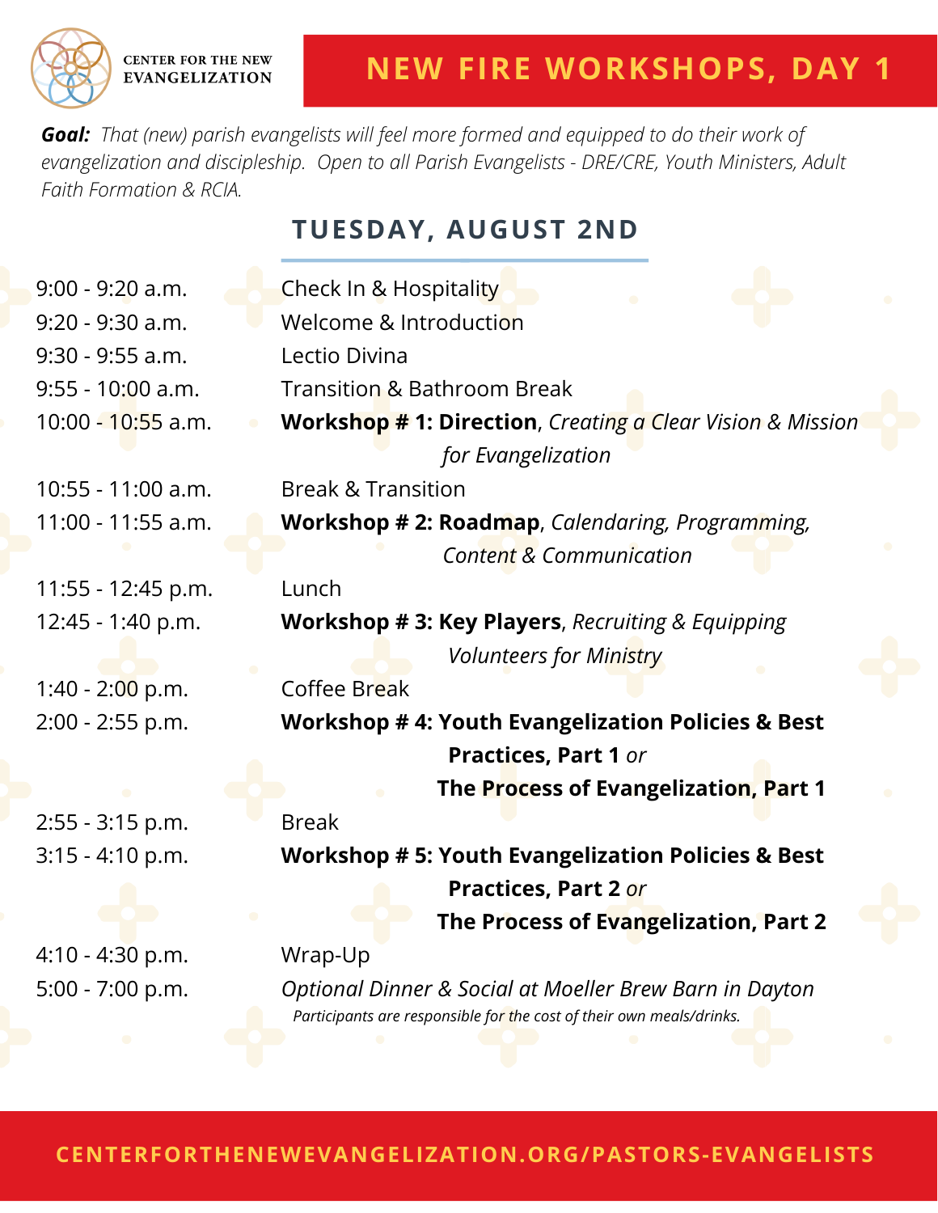CENTER FOR THE NEW EVANGELIZATION

# NEW FIRE WORKSHOPS, DAY 1

***Goal:*** *That (new) parish evangelists will feel more formed and equipped to do their work of evangelization and discipleship. Open to all Parish Evangelists - DRE/CRE, Youth Ministers, Adult Faith Formation & RCIA.*

## TUESDAY, AUGUST 2ND

| Time | Session |
|---|---|
| 9:00 - 9:20 a.m. | Check In & Hospitality |
| 9:20 - 9:30 a.m. | Welcome & Introduction |
| 9:30 - 9:55 a.m. | Lectio Divina |
| 9:55 - 10:00 a.m. | Transition & Bathroom Break |
| 10:00 - 10:55 a.m. | **Workshop # 1: Direction**, *Creating a Clear Vision & Mission for Evangelization* |
| 10:55 - 11:00 a.m. | Break & Transition |
| 11:00 - 11:55 a.m. | **Workshop # 2: Roadmap**, *Calendaring, Programming, Content & Communication* |
| 11:55 - 12:45 p.m. | Lunch |
| 12:45 - 1:40 p.m. | **Workshop # 3: Key Players**, *Recruiting & Equipping Volunteers for Ministry* |
| 1:40 - 2:00 p.m. | Coffee Break |
| 2:00 - 2:55 p.m. | **Workshop # 4: Youth Evangelization Policies & Best Practices, Part 1** *or* **The Process of Evangelization, Part 1** |
| 2:55 - 3:15 p.m. | Break |
| 3:15 - 4:10 p.m. | **Workshop # 5: Youth Evangelization Policies & Best Practices, Part 2** *or* **The Process of Evangelization, Part 2** |
| 4:10 - 4:30 p.m. | Wrap-Up |
| 5:00 - 7:00 p.m. | *Optional Dinner & Social at Moeller Brew Barn in Dayton* <br> *Participants are responsible for the cost of their own meals/drinks.* |

CENTERFORTHENEWEVANGELIZATION.ORG/PASTORS-EVANGELISTS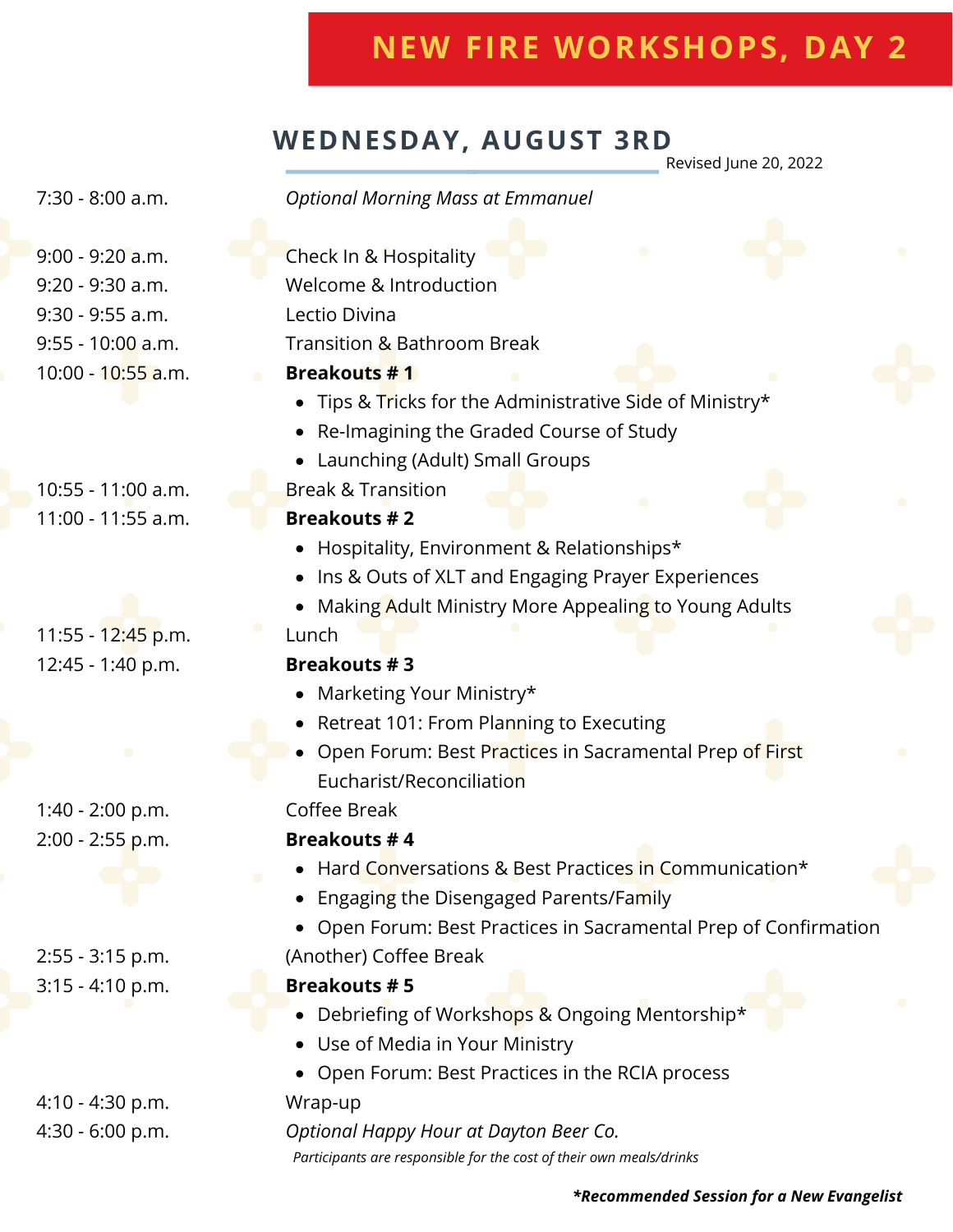# NEW FIRE WORKSHOPS, DAY 2

## WEDNESDAY, AUGUST 3RD

Revised June 20, 2022

7:30 - 8:00 a.m. *Optional Morning Mass at Emmanuel*

9:00 - 9:20 a.m. Check In & Hospitality

9:20 - 9:30 a.m. Welcome & Introduction

9:30 - 9:55 a.m. Lectio Divina

9:55 - 10:00 a.m. Transition & Bathroom Break

10:00 - 10:55 a.m. **Breakouts # 1**

- Tips & Tricks for the Administrative Side of Ministry*
- Re-Imagining the Graded Course of Study
- Launching (Adult) Small Groups

10:55 - 11:00 a.m. Break & Transition

11:00 - 11:55 a.m. **Breakouts # 2**

- Hospitality, Environment & Relationships*
- Ins & Outs of XLT and Engaging Prayer Experiences
- Making Adult Ministry More Appealing to Young Adults

11:55 - 12:45 p.m. Lunch

12:45 - 1:40 p.m. **Breakouts # 3**

- Marketing Your Ministry*
- Retreat 101: From Planning to Executing
- Open Forum: Best Practices in Sacramental Prep of First Eucharist/Reconciliation

1:40 - 2:00 p.m. Coffee Break

2:00 - 2:55 p.m. **Breakouts # 4**

- Hard Conversations & Best Practices in Communication*
- Engaging the Disengaged Parents/Family
- Open Forum: Best Practices in Sacramental Prep of Confirmation

2:55 - 3:15 p.m. (Another) Coffee Break

3:15 - 4:10 p.m. **Breakouts # 5**

- Debriefing of Workshops & Ongoing Mentorship*
- Use of Media in Your Ministry
- Open Forum: Best Practices in the RCIA process

4:10 - 4:30 p.m. Wrap-up

4:30 - 6:00 p.m. *Optional Happy Hour at Dayton Beer Co.*

*Participants are responsible for the cost of their own meals/drinks*

***Recommended Session for a New Evangelist**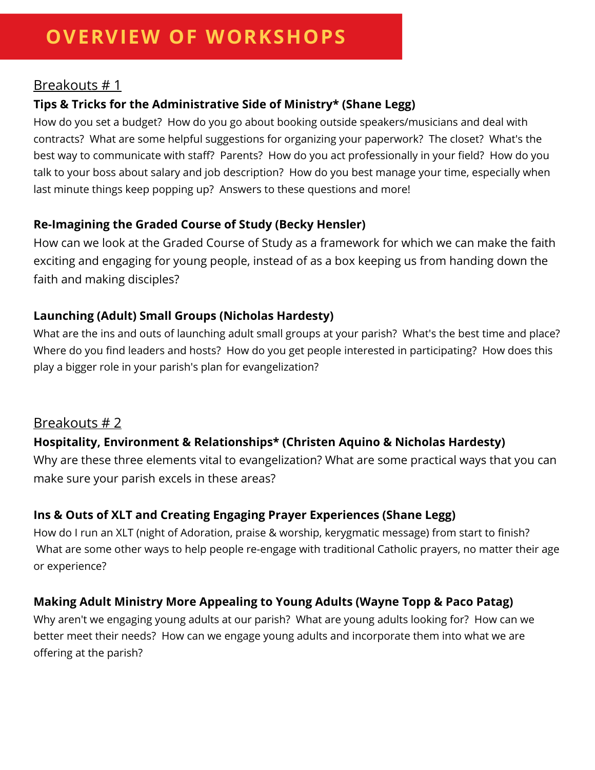# OVERVIEW OF WORKSHOPS

## Breakouts # 1

### Tips & Tricks for the Administrative Side of Ministry* (Shane Legg)

How do you set a budget? How do you go about booking outside speakers/musicians and deal with contracts? What are some helpful suggestions for organizing your paperwork? The closet? What's the best way to communicate with staff? Parents? How do you act professionally in your field? How do you talk to your boss about salary and job description? How do you best manage your time, especially when last minute things keep popping up? Answers to these questions and more!

### Re-Imagining the Graded Course of Study (Becky Hensler)

How can we look at the Graded Course of Study as a framework for which we can make the faith exciting and engaging for young people, instead of as a box keeping us from handing down the faith and making disciples?

### Launching (Adult) Small Groups (Nicholas Hardesty)

What are the ins and outs of launching adult small groups at your parish? What's the best time and place? Where do you find leaders and hosts? How do you get people interested in participating? How does this play a bigger role in your parish's plan for evangelization?

## Breakouts # 2

### Hospitality, Environment & Relationships* (Christen Aquino & Nicholas Hardesty)

Why are these three elements vital to evangelization? What are some practical ways that you can make sure your parish excels in these areas?

### Ins & Outs of XLT and Creating Engaging Prayer Experiences (Shane Legg)

How do I run an XLT (night of Adoration, praise & worship, kerygmatic message) from start to finish? What are some other ways to help people re-engage with traditional Catholic prayers, no matter their age or experience?

### Making Adult Ministry More Appealing to Young Adults (Wayne Topp & Paco Patag)

Why aren't we engaging young adults at our parish? What are young adults looking for? How can we better meet their needs? How can we engage young adults and incorporate them into what we are offering at the parish?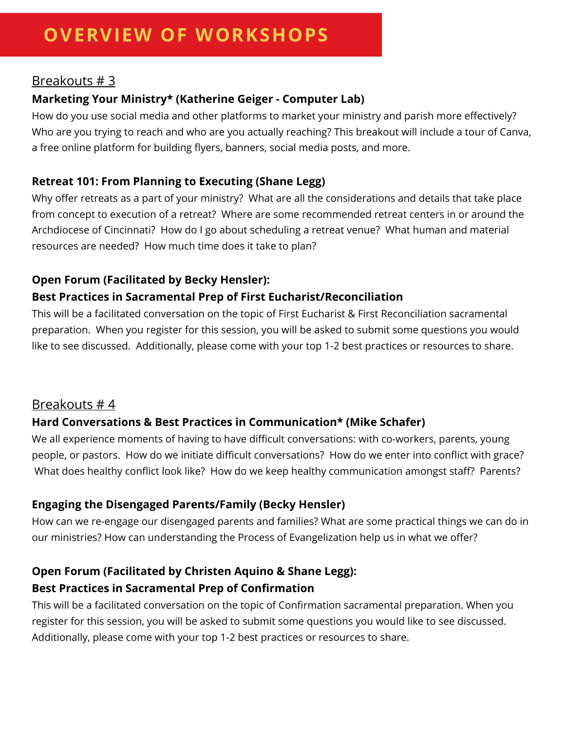# OVERVIEW OF WORKSHOPS

## Breakouts # 3

**Marketing Your Ministry* (Katherine Geiger - Computer Lab)**

How do you use social media and other platforms to market your ministry and parish more effectively? Who are you trying to reach and who are you actually reaching? This breakout will include a tour of Canva, a free online platform for building flyers, banners, social media posts, and more.

**Retreat 101: From Planning to Executing (Shane Legg)**

Why offer retreats as a part of your ministry? What are all the considerations and details that take place from concept to execution of a retreat? Where are some recommended retreat centers in or around the Archdiocese of Cincinnati? How do I go about scheduling a retreat venue? What human and material resources are needed? How much time does it take to plan?

**Open Forum (Facilitated by Becky Hensler):**
**Best Practices in Sacramental Prep of First Eucharist/Reconciliation**

This will be a facilitated conversation on the topic of First Eucharist & First Reconciliation sacramental preparation. When you register for this session, you will be asked to submit some questions you would like to see discussed. Additionally, please come with your top 1-2 best practices or resources to share.

## Breakouts # 4

**Hard Conversations & Best Practices in Communication* (Mike Schafer)**

We all experience moments of having to have difficult conversations: with co-workers, parents, young people, or pastors. How do we initiate difficult conversations? How do we enter into conflict with grace? What does healthy conflict look like? How do we keep healthy communication amongst staff? Parents?

**Engaging the Disengaged Parents/Family (Becky Hensler)**

How can we re-engage our disengaged parents and families? What are some practical things we can do in our ministries? How can understanding the Process of Evangelization help us in what we offer?

**Open Forum (Facilitated by Christen Aquino & Shane Legg):**
**Best Practices in Sacramental Prep of Confirmation**

This will be a facilitated conversation on the topic of Confirmation sacramental preparation. When you register for this session, you will be asked to submit some questions you would like to see discussed. Additionally, please come with your top 1-2 best practices or resources to share.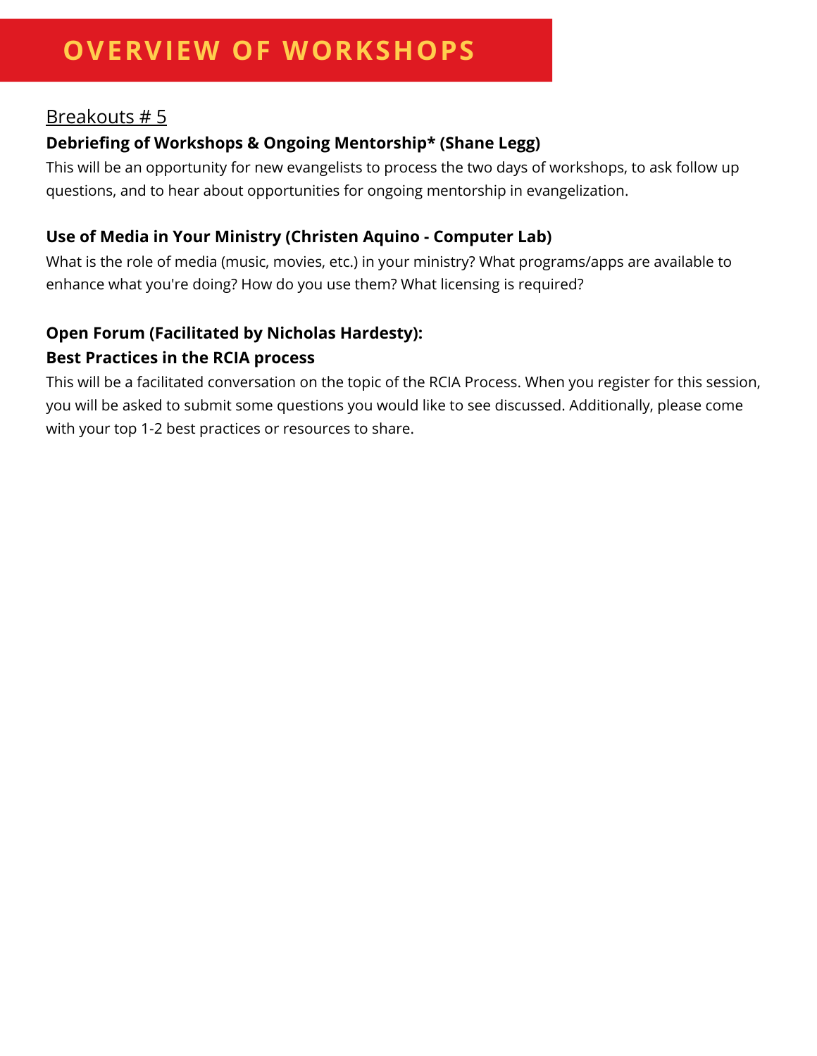# OVERVIEW OF WORKSHOPS

## Breakouts # 5

**Debriefing of Workshops & Ongoing Mentorship* (Shane Legg)**

This will be an opportunity for new evangelists to process the two days of workshops, to ask follow up questions, and to hear about opportunities for ongoing mentorship in evangelization.

**Use of Media in Your Ministry (Christen Aquino - Computer Lab)**

What is the role of media (music, movies, etc.) in your ministry? What programs/apps are available to enhance what you're doing? How do you use them? What licensing is required?

**Open Forum (Facilitated by Nicholas Hardesty):**
**Best Practices in the RCIA process**

This will be a facilitated conversation on the topic of the RCIA Process. When you register for this session, you will be asked to submit some questions you would like to see discussed. Additionally, please come with your top 1-2 best practices or resources to share.